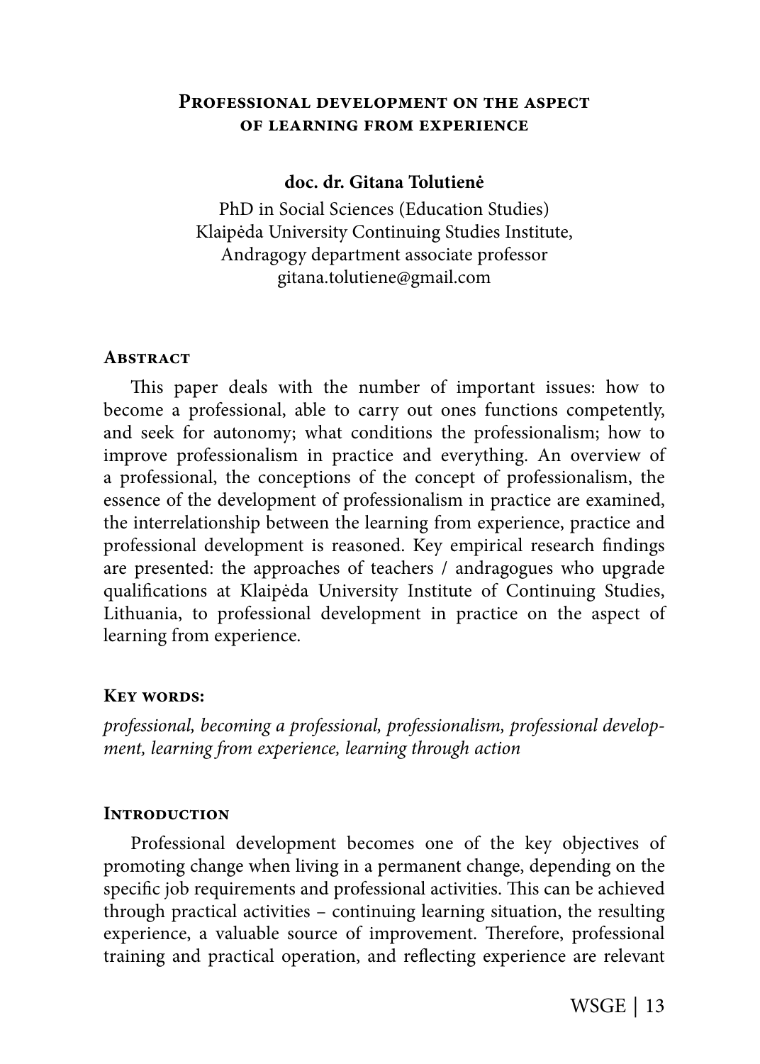# Professional development on the aspect of learning from experience

**doc. dr. Gitana Tolutienė**

PhD in Social Sciences (Education Studies)
Klaipėda University Continuing Studies Institute,
Andragogy department associate professor
gitana.tolutiene@gmail.com

## Abstract

This paper deals with the number of important issues: how to become a professional, able to carry out ones functions competently, and seek for autonomy; what conditions the professionalism; how to improve professionalism in practice and everything. An overview of a professional, the conceptions of the concept of professionalism, the essence of the development of professionalism in practice are examined, the interrelationship between the learning from experience, practice and professional development is reasoned. Key empirical research findings are presented: the approaches of teachers / andragogues who upgrade qualifications at Klaipėda University Institute of Continuing Studies, Lithuania, to professional development in practice on the aspect of learning from experience.

## Key words:

*professional, becoming a professional, professionalism, professional development, learning from experience, learning through action*

## Introduction

Professional development becomes one of the key objectives of promoting change when living in a permanent change, depending on the specific job requirements and professional activities. This can be achieved through practical activities – continuing learning situation, the resulting experience, a valuable source of improvement. Therefore, professional training and practical operation, and reflecting experience are relevant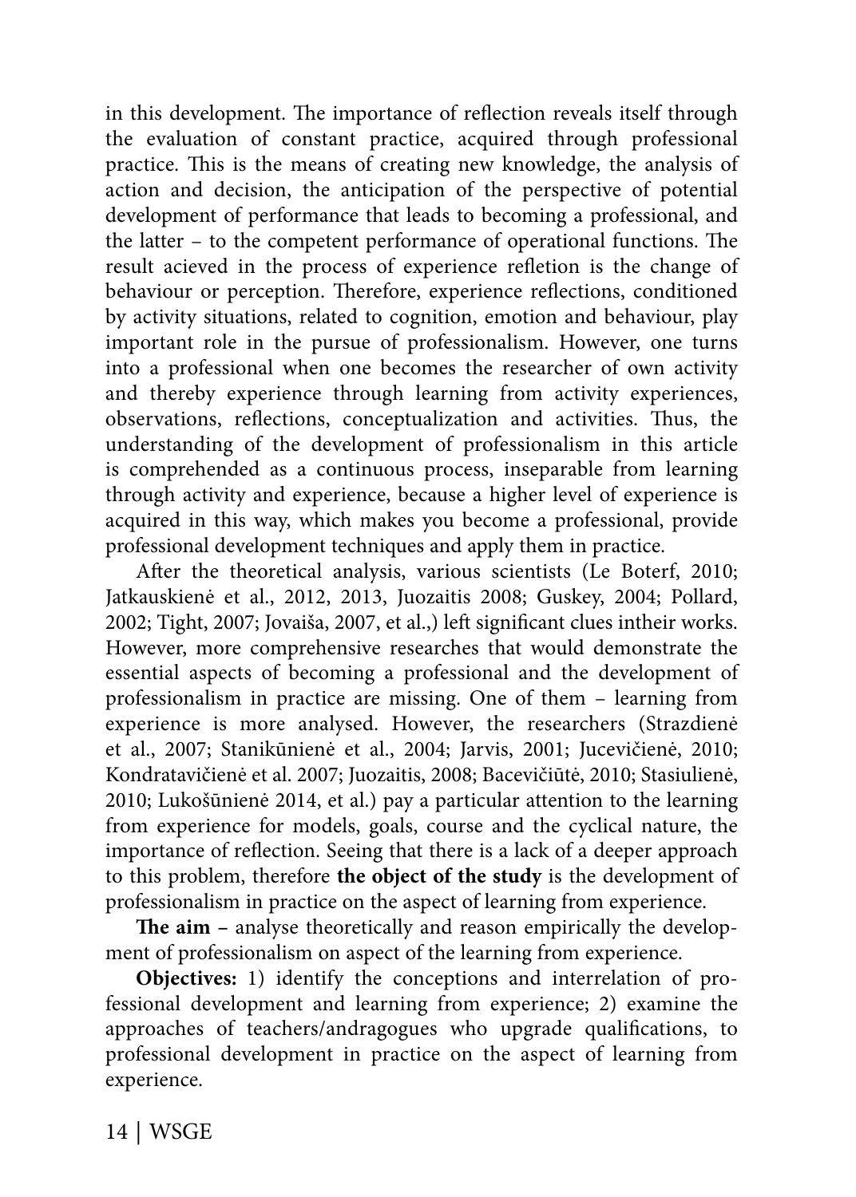in this development. The importance of reflection reveals itself through the evaluation of constant practice, acquired through professional practice. This is the means of creating new knowledge, the analysis of action and decision, the anticipation of the perspective of potential development of performance that leads to becoming a professional, and the latter – to the competent performance of operational functions. The result acieved in the process of experience refletion is the change of behaviour or perception. Therefore, experience reflections, conditioned by activity situations, related to cognition, emotion and behaviour, play important role in the pursue of professionalism. However, one turns into a professional when one becomes the researcher of own activity and thereby experience through learning from activity experiences, observations, reflections, conceptualization and activities. Thus, the understanding of the development of professionalism in this article is comprehended as a continuous process, inseparable from learning through activity and experience, because a higher level of experience is acquired in this way, which makes you become a professional, provide professional development techniques and apply them in practice.

After the theoretical analysis, various scientists (Le Boterf, 2010; Jatkauskienė et al., 2012, 2013, Juozaitis 2008; Guskey, 2004; Pollard, 2002; Tight, 2007; Jovaiša, 2007, et al.,) left significant clues intheir works. However, more comprehensive researches that would demonstrate the essential aspects of becoming a professional and the development of professionalism in practice are missing. One of them – learning from experience is more analysed. However, the researchers (Strazdienė et al., 2007; Stanikūnienė et al., 2004; Jarvis, 2001; Jucevičienė, 2010; Kondratavičienė et al. 2007; Juozaitis, 2008; Bacevičiūtė, 2010; Stasiulienė, 2010; Lukošūnienė 2014, et al.) pay a particular attention to the learning from experience for models, goals, course and the cyclical nature, the importance of reflection. Seeing that there is a lack of a deeper approach to this problem, therefore **the object of the study** is the development of professionalism in practice on the aspect of learning from experience.

**The aim** – analyse theoretically and reason empirically the development of professionalism on aspect of the learning from experience.

**Objectives:** 1) identify the conceptions and interrelation of professional development and learning from experience; 2) examine the approaches of teachers/andragogues who upgrade qualifications, to professional development in practice on the aspect of learning from experience.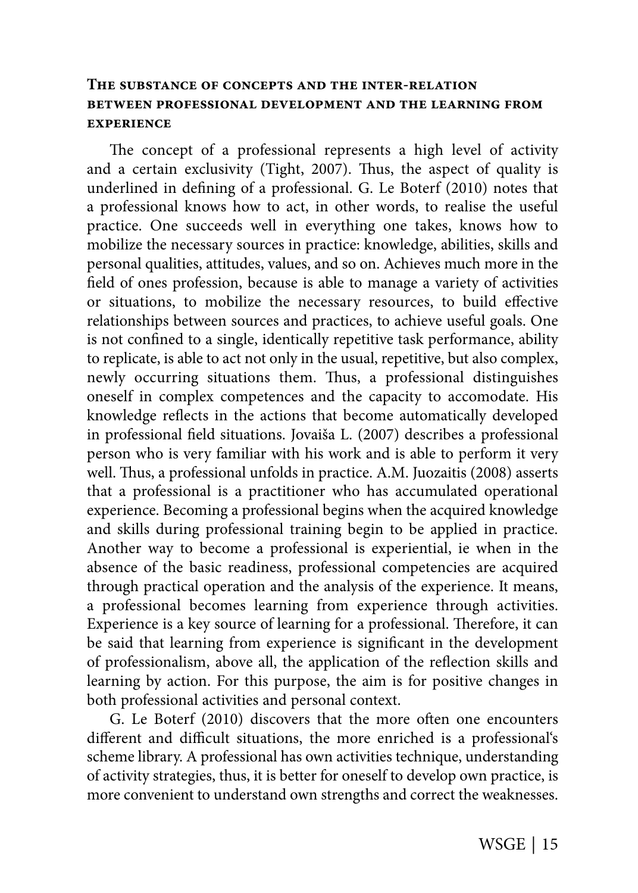### The substance of concepts and the inter-relation between professional development and the learning from experience

The concept of a professional represents a high level of activity and a certain exclusivity (Tight, 2007). Thus, the aspect of quality is underlined in defining of a professional. G. Le Boterf (2010) notes that a professional knows how to act, in other words, to realise the useful practice. One succeeds well in everything one takes, knows how to mobilize the necessary sources in practice: knowledge, abilities, skills and personal qualities, attitudes, values, and so on. Achieves much more in the field of ones profession, because is able to manage a variety of activities or situations, to mobilize the necessary resources, to build effective relationships between sources and practices, to achieve useful goals. One is not confined to a single, identically repetitive task performance, ability to replicate, is able to act not only in the usual, repetitive, but also complex, newly occurring situations them. Thus, a professional distinguishes oneself in complex competences and the capacity to accomodate. His knowledge reflects in the actions that become automatically developed in professional field situations. Jovaiša L. (2007) describes a professional person who is very familiar with his work and is able to perform it very well. Thus, a professional unfolds in practice. A.M. Juozaitis (2008) asserts that a professional is a practitioner who has accumulated operational experience. Becoming a professional begins when the acquired knowledge and skills during professional training begin to be applied in practice. Another way to become a professional is experiential, ie when in the absence of the basic readiness, professional competencies are acquired through practical operation and the analysis of the experience. It means, a professional becomes learning from experience through activities. Experience is a key source of learning for a professional. Therefore, it can be said that learning from experience is significant in the development of professionalism, above all, the application of the reflection skills and learning by action. For this purpose, the aim is for positive changes in both professional activities and personal context.

G. Le Boterf (2010) discovers that the more often one encounters different and difficult situations, the more enriched is a professional‘s scheme library. A professional has own activities technique, understanding of activity strategies, thus, it is better for oneself to develop own practice, is more convenient to understand own strengths and correct the weaknesses.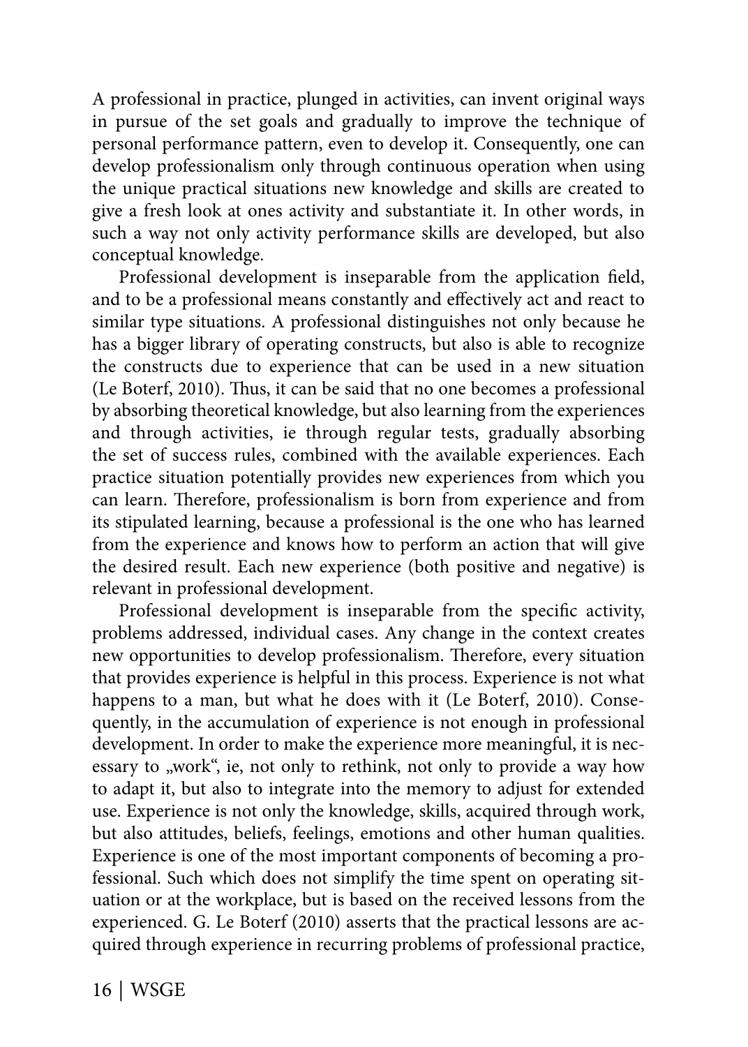A professional in practice, plunged in activities, can invent original ways in pursue of the set goals and gradually to improve the technique of personal performance pattern, even to develop it. Consequently, one can develop professionalism only through continuous operation when using the unique practical situations new knowledge and skills are created to give a fresh look at ones activity and substantiate it. In other words, in such a way not only activity performance skills are developed, but also conceptual knowledge.

Professional development is inseparable from the application field, and to be a professional means constantly and effectively act and react to similar type situations. A professional distinguishes not only because he has a bigger library of operating constructs, but also is able to recognize the constructs due to experience that can be used in a new situation (Le Boterf, 2010). Thus, it can be said that no one becomes a professional by absorbing theoretical knowledge, but also learning from the experiences and through activities, ie through regular tests, gradually absorbing the set of success rules, combined with the available experiences. Each practice situation potentially provides new experiences from which you can learn. Therefore, professionalism is born from experience and from its stipulated learning, because a professional is the one who has learned from the experience and knows how to perform an action that will give the desired result. Each new experience (both positive and negative) is relevant in professional development.

Professional development is inseparable from the specific activity, problems addressed, individual cases. Any change in the context creates new opportunities to develop professionalism. Therefore, every situation that provides experience is helpful in this process. Experience is not what happens to a man, but what he does with it (Le Boterf, 2010). Consequently, in the accumulation of experience is not enough in professional development. In order to make the experience more meaningful, it is necessary to „work", ie, not only to rethink, not only to provide a way how to adapt it, but also to integrate into the memory to adjust for extended use. Experience is not only the knowledge, skills, acquired through work, but also attitudes, beliefs, feelings, emotions and other human qualities. Experience is one of the most important components of becoming a professional. Such which does not simplify the time spent on operating situation or at the workplace, but is based on the received lessons from the experienced. G. Le Boterf (2010) asserts that the practical lessons are acquired through experience in recurring problems of professional practice,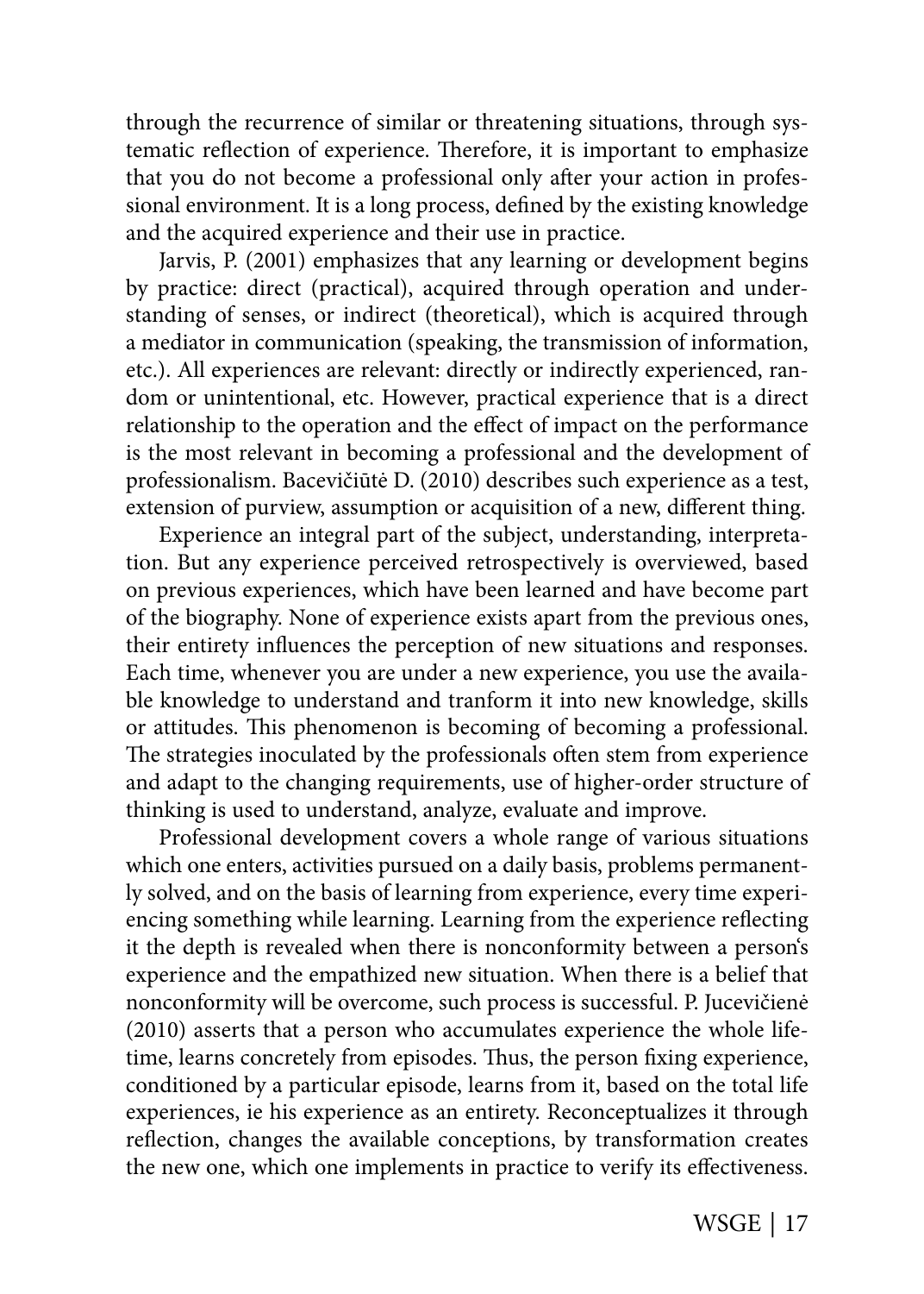through the recurrence of similar or threatening situations, through systematic reflection of experience. Therefore, it is important to emphasize that you do not become a professional only after your action in professional environment. It is a long process, defined by the existing knowledge and the acquired experience and their use in practice.

Jarvis, P. (2001) emphasizes that any learning or development begins by practice: direct (practical), acquired through operation and understanding of senses, or indirect (theoretical), which is acquired through a mediator in communication (speaking, the transmission of information, etc.). All experiences are relevant: directly or indirectly experienced, random or unintentional, etc. However, practical experience that is a direct relationship to the operation and the effect of impact on the performance is the most relevant in becoming a professional and the development of professionalism. Bacevičiūtė D. (2010) describes such experience as a test, extension of purview, assumption or acquisition of a new, different thing.

Experience an integral part of the subject, understanding, interpretation. But any experience perceived retrospectively is overviewed, based on previous experiences, which have been learned and have become part of the biography. None of experience exists apart from the previous ones, their entirety influences the perception of new situations and responses. Each time, whenever you are under a new experience, you use the available knowledge to understand and tranform it into new knowledge, skills or attitudes. This phenomenon is becoming of becoming a professional. The strategies inoculated by the professionals often stem from experience and adapt to the changing requirements, use of higher-order structure of thinking is used to understand, analyze, evaluate and improve.

Professional development covers a whole range of various situations which one enters, activities pursued on a daily basis, problems permanently solved, and on the basis of learning from experience, every time experiencing something while learning. Learning from the experience reflecting it the depth is revealed when there is nonconformity between a person‘s experience and the empathized new situation. When there is a belief that nonconformity will be overcome, such process is successful. P. Jucevičienė (2010) asserts that a person who accumulates experience the whole lifetime, learns concretely from episodes. Thus, the person fixing experience, conditioned by a particular episode, learns from it, based on the total life experiences, ie his experience as an entirety. Reconceptualizes it through reflection, changes the available conceptions, by transformation creates the new one, which one implements in practice to verify its effectiveness.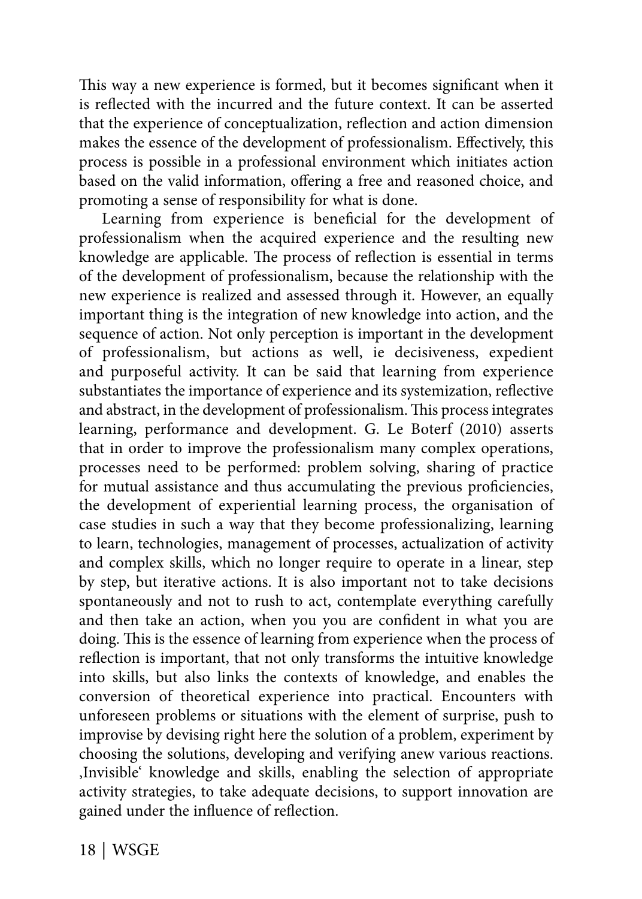This way a new experience is formed, but it becomes significant when it is reflected with the incurred and the future context. It can be asserted that the experience of conceptualization, reflection and action dimension makes the essence of the development of professionalism. Effectively, this process is possible in a professional environment which initiates action based on the valid information, offering a free and reasoned choice, and promoting a sense of responsibility for what is done.

Learning from experience is beneficial for the development of professionalism when the acquired experience and the resulting new knowledge are applicable. The process of reflection is essential in terms of the development of professionalism, because the relationship with the new experience is realized and assessed through it. However, an equally important thing is the integration of new knowledge into action, and the sequence of action. Not only perception is important in the development of professionalism, but actions as well, ie decisiveness, expedient and purposeful activity. It can be said that learning from experience substantiates the importance of experience and its systemization, reflective and abstract, in the development of professionalism. This process integrates learning, performance and development. G. Le Boterf (2010) asserts that in order to improve the professionalism many complex operations, processes need to be performed: problem solving, sharing of practice for mutual assistance and thus accumulating the previous proficiencies, the development of experiential learning process, the organisation of case studies in such a way that they become professionalizing, learning to learn, technologies, management of processes, actualization of activity and complex skills, which no longer require to operate in a linear, step by step, but iterative actions. It is also important not to take decisions spontaneously and not to rush to act, contemplate everything carefully and then take an action, when you you are confident in what you are doing. This is the essence of learning from experience when the process of reflection is important, that not only transforms the intuitive knowledge into skills, but also links the contexts of knowledge, and enables the conversion of theoretical experience into practical. Encounters with unforeseen problems or situations with the element of surprise, push to improvise by devising right here the solution of a problem, experiment by choosing the solutions, developing and verifying anew various reactions. ‚Invisible' knowledge and skills, enabling the selection of appropriate activity strategies, to take adequate decisions, to support innovation are gained under the influence of reflection.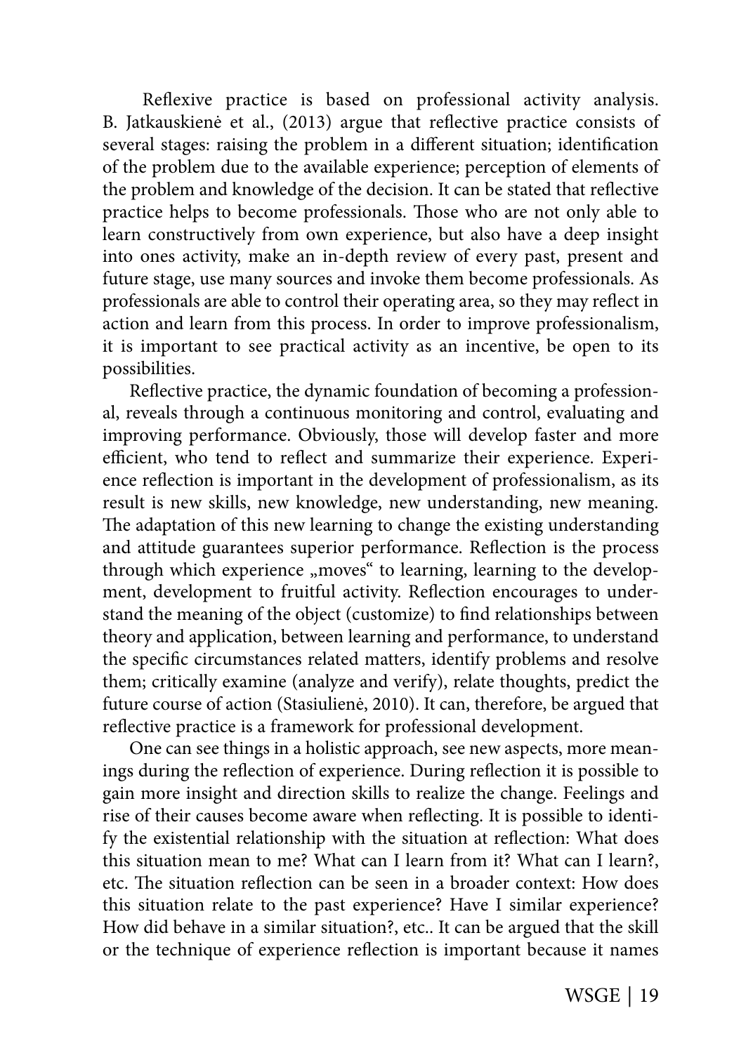Reflexive practice is based on professional activity analysis. B. Jatkauskienė et al., (2013) argue that reflective practice consists of several stages: raising the problem in a different situation; identification of the problem due to the available experience; perception of elements of the problem and knowledge of the decision. It can be stated that reflective practice helps to become professionals. Those who are not only able to learn constructively from own experience, but also have a deep insight into ones activity, make an in-depth review of every past, present and future stage, use many sources and invoke them become professionals. As professionals are able to control their operating area, so they may reflect in action and learn from this process. In order to improve professionalism, it is important to see practical activity as an incentive, be open to its possibilities.

Reflective practice, the dynamic foundation of becoming a professional, reveals through a continuous monitoring and control, evaluating and improving performance. Obviously, those will develop faster and more efficient, who tend to reflect and summarize their experience. Experience reflection is important in the development of professionalism, as its result is new skills, new knowledge, new understanding, new meaning. The adaptation of this new learning to change the existing understanding and attitude guarantees superior performance. Reflection is the process through which experience „moves" to learning, learning to the development, development to fruitful activity. Reflection encourages to understand the meaning of the object (customize) to find relationships between theory and application, between learning and performance, to understand the specific circumstances related matters, identify problems and resolve them; critically examine (analyze and verify), relate thoughts, predict the future course of action (Stasiulienė, 2010). It can, therefore, be argued that reflective practice is a framework for professional development.

One can see things in a holistic approach, see new aspects, more meanings during the reflection of experience. During reflection it is possible to gain more insight and direction skills to realize the change. Feelings and rise of their causes become aware when reflecting. It is possible to identify the existential relationship with the situation at reflection: What does this situation mean to me? What can I learn from it? What can I learn?, etc. The situation reflection can be seen in a broader context: How does this situation relate to the past experience? Have I similar experience? How did behave in a similar situation?, etc.. It can be argued that the skill or the technique of experience reflection is important because it names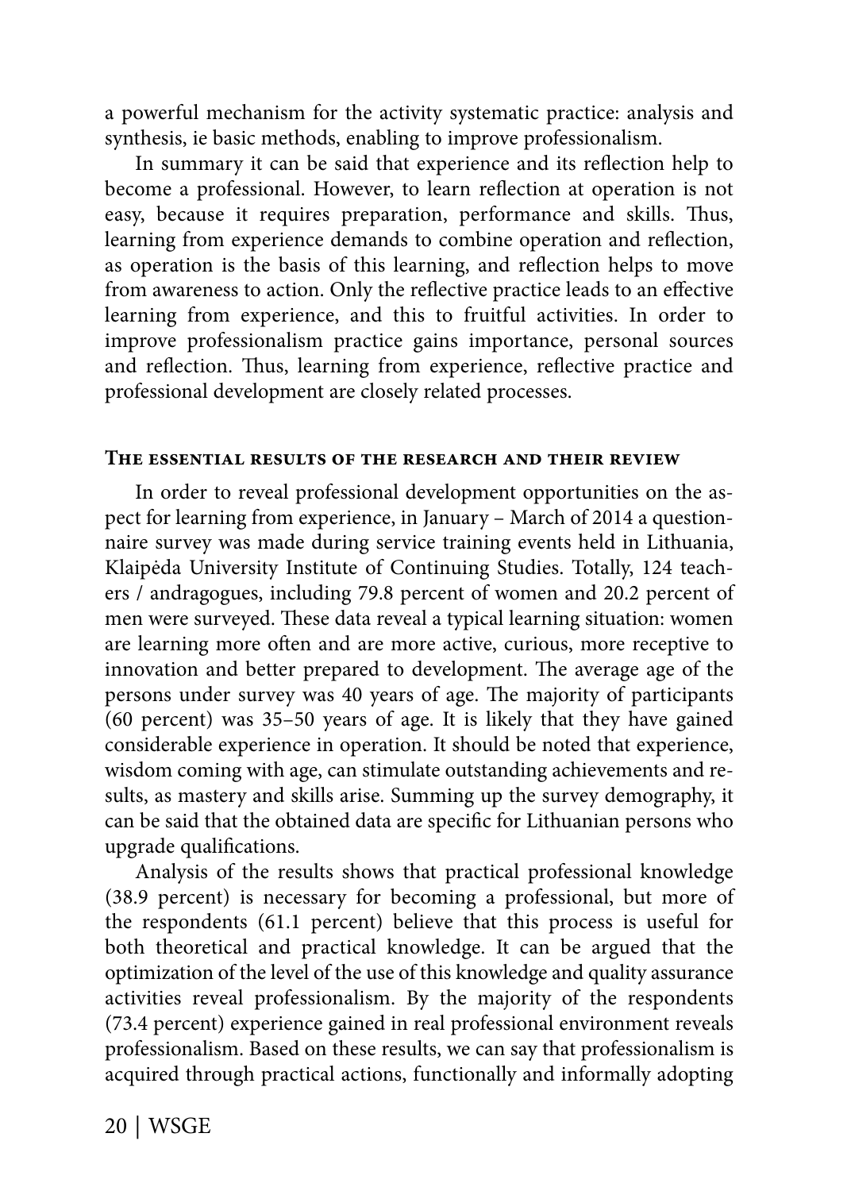a powerful mechanism for the activity systematic practice: analysis and synthesis, ie basic methods, enabling to improve professionalism.

In summary it can be said that experience and its reflection help to become a professional. However, to learn reflection at operation is not easy, because it requires preparation, performance and skills. Thus, learning from experience demands to combine operation and reflection, as operation is the basis of this learning, and reflection helps to move from awareness to action. Only the reflective practice leads to an effective learning from experience, and this to fruitful activities. In order to improve professionalism practice gains importance, personal sources and reflection. Thus, learning from experience, reflective practice and professional development are closely related processes.

## The essential results of the research and their review

In order to reveal professional development opportunities on the aspect for learning from experience, in January – March of 2014 a questionnaire survey was made during service training events held in Lithuania, Klaipėda University Institute of Continuing Studies. Totally, 124 teachers / andragogues, including 79.8 percent of women and 20.2 percent of men were surveyed. These data reveal a typical learning situation: women are learning more often and are more active, curious, more receptive to innovation and better prepared to development. The average age of the persons under survey was 40 years of age. The majority of participants (60 percent) was 35–50 years of age. It is likely that they have gained considerable experience in operation. It should be noted that experience, wisdom coming with age, can stimulate outstanding achievements and results, as mastery and skills arise. Summing up the survey demography, it can be said that the obtained data are specific for Lithuanian persons who upgrade qualifications.

Analysis of the results shows that practical professional knowledge (38.9 percent) is necessary for becoming a professional, but more of the respondents (61.1 percent) believe that this process is useful for both theoretical and practical knowledge. It can be argued that the optimization of the level of the use of this knowledge and quality assurance activities reveal professionalism. By the majority of the respondents (73.4 percent) experience gained in real professional environment reveals professionalism. Based on these results, we can say that professionalism is acquired through practical actions, functionally and informally adopting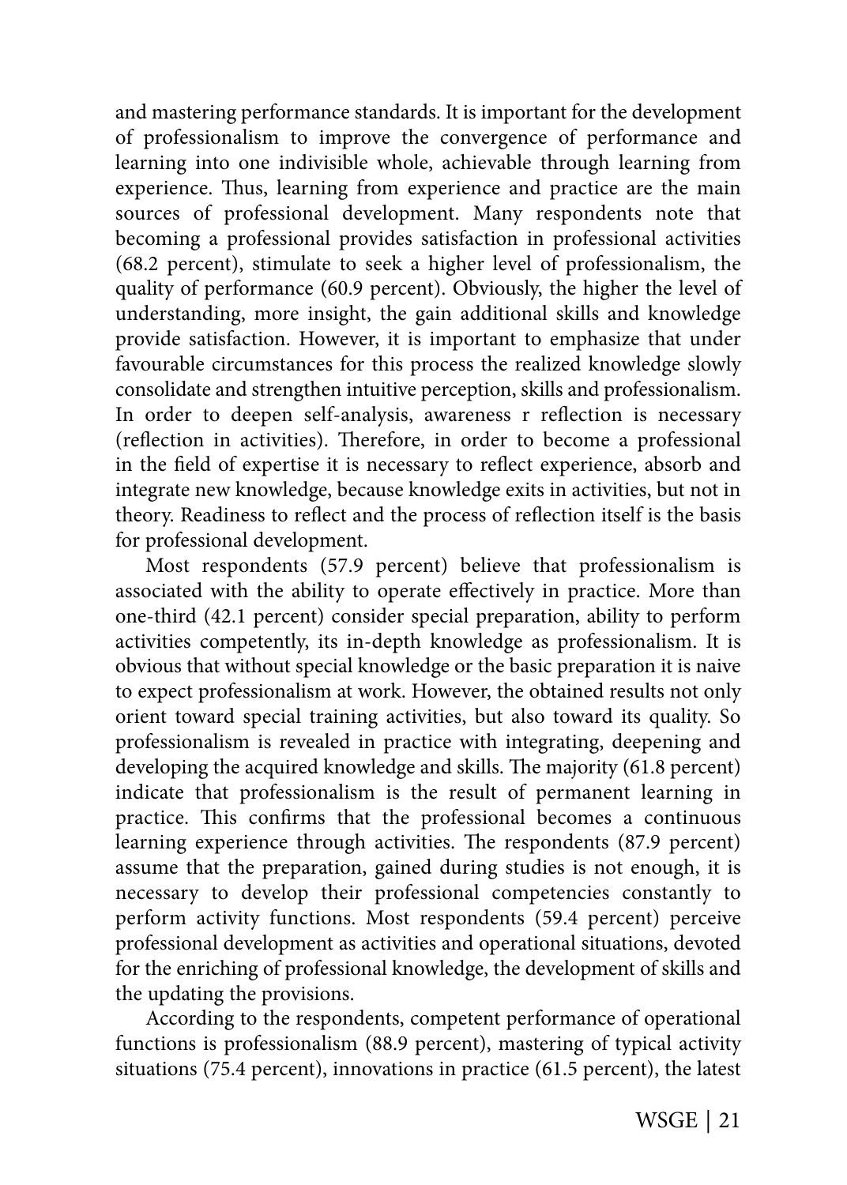and mastering performance standards. It is important for the development of professionalism to improve the convergence of performance and learning into one indivisible whole, achievable through learning from experience. Thus, learning from experience and practice are the main sources of professional development. Many respondents note that becoming a professional provides satisfaction in professional activities (68.2 percent), stimulate to seek a higher level of professionalism, the quality of performance (60.9 percent). Obviously, the higher the level of understanding, more insight, the gain additional skills and knowledge provide satisfaction. However, it is important to emphasize that under favourable circumstances for this process the realized knowledge slowly consolidate and strengthen intuitive perception, skills and professionalism. In order to deepen self-analysis, awareness r reflection is necessary (reflection in activities). Therefore, in order to become a professional in the field of expertise it is necessary to reflect experience, absorb and integrate new knowledge, because knowledge exits in activities, but not in theory. Readiness to reflect and the process of reflection itself is the basis for professional development.

Most respondents (57.9 percent) believe that professionalism is associated with the ability to operate effectively in practice. More than one-third (42.1 percent) consider special preparation, ability to perform activities competently, its in-depth knowledge as professionalism. It is obvious that without special knowledge or the basic preparation it is naive to expect professionalism at work. However, the obtained results not only orient toward special training activities, but also toward its quality. So professionalism is revealed in practice with integrating, deepening and developing the acquired knowledge and skills. The majority (61.8 percent) indicate that professionalism is the result of permanent learning in practice. This confirms that the professional becomes a continuous learning experience through activities. The respondents (87.9 percent) assume that the preparation, gained during studies is not enough, it is necessary to develop their professional competencies constantly to perform activity functions. Most respondents (59.4 percent) perceive professional development as activities and operational situations, devoted for the enriching of professional knowledge, the development of skills and the updating the provisions.

According to the respondents, competent performance of operational functions is professionalism (88.9 percent), mastering of typical activity situations (75.4 percent), innovations in practice (61.5 percent), the latest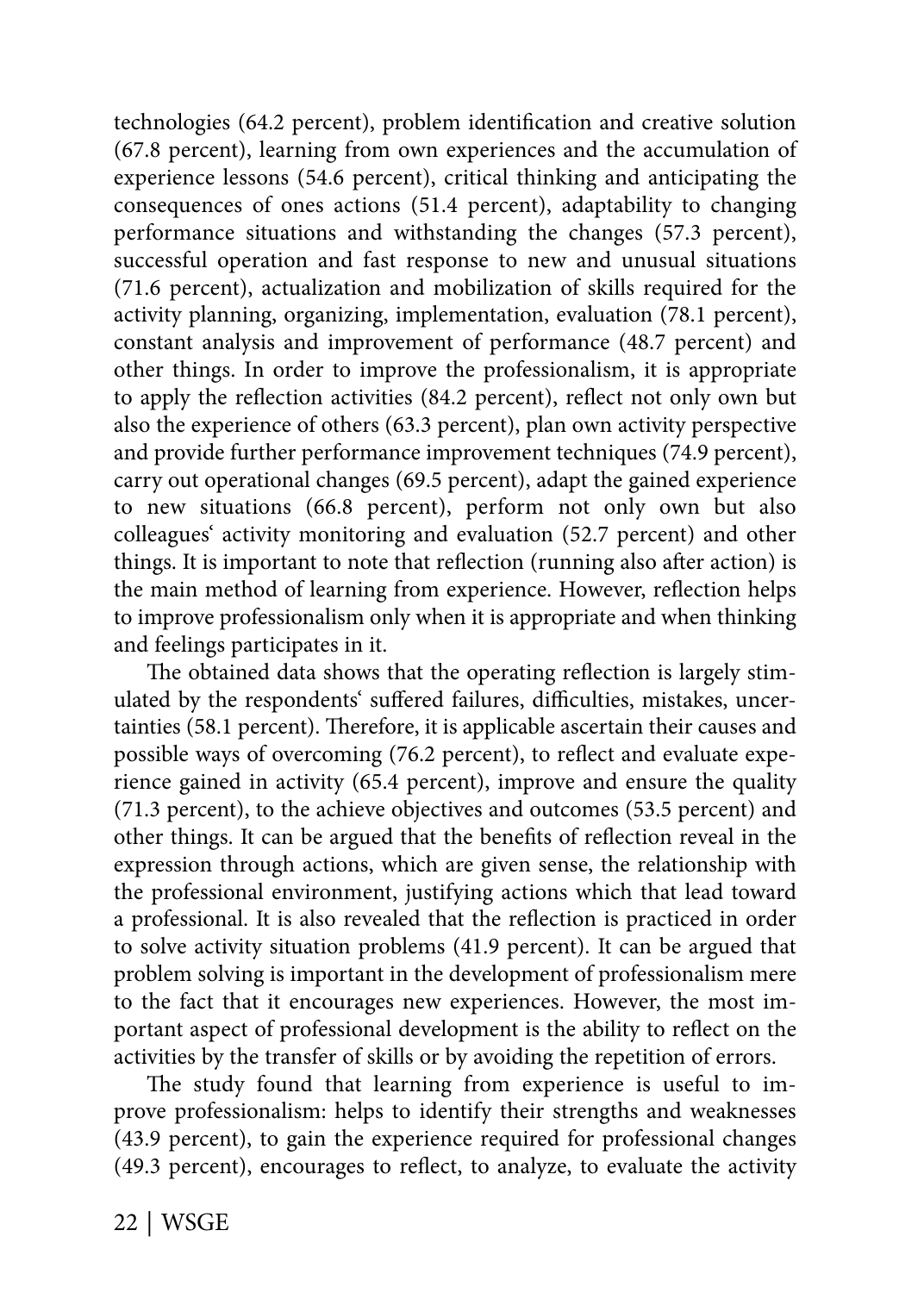technologies (64.2 percent), problem identification and creative solution (67.8 percent), learning from own experiences and the accumulation of experience lessons (54.6 percent), critical thinking and anticipating the consequences of ones actions (51.4 percent), adaptability to changing performance situations and withstanding the changes (57.3 percent), successful operation and fast response to new and unusual situations (71.6 percent), actualization and mobilization of skills required for the activity planning, organizing, implementation, evaluation (78.1 percent), constant analysis and improvement of performance (48.7 percent) and other things. In order to improve the professionalism, it is appropriate to apply the reflection activities (84.2 percent), reflect not only own but also the experience of others (63.3 percent), plan own activity perspective and provide further performance improvement techniques (74.9 percent), carry out operational changes (69.5 percent), adapt the gained experience to new situations (66.8 percent), perform not only own but also colleagues' activity monitoring and evaluation (52.7 percent) and other things. It is important to note that reflection (running also after action) is the main method of learning from experience. However, reflection helps to improve professionalism only when it is appropriate and when thinking and feelings participates in it.

The obtained data shows that the operating reflection is largely stimulated by the respondents' suffered failures, difficulties, mistakes, uncertainties (58.1 percent). Therefore, it is applicable ascertain their causes and possible ways of overcoming (76.2 percent), to reflect and evaluate experience gained in activity (65.4 percent), improve and ensure the quality (71.3 percent), to the achieve objectives and outcomes (53.5 percent) and other things. It can be argued that the benefits of reflection reveal in the expression through actions, which are given sense, the relationship with the professional environment, justifying actions which that lead toward a professional. It is also revealed that the reflection is practiced in order to solve activity situation problems (41.9 percent). It can be argued that problem solving is important in the development of professionalism mere to the fact that it encourages new experiences. However, the most important aspect of professional development is the ability to reflect on the activities by the transfer of skills or by avoiding the repetition of errors.

The study found that learning from experience is useful to improve professionalism: helps to identify their strengths and weaknesses (43.9 percent), to gain the experience required for professional changes (49.3 percent), encourages to reflect, to analyze, to evaluate the activity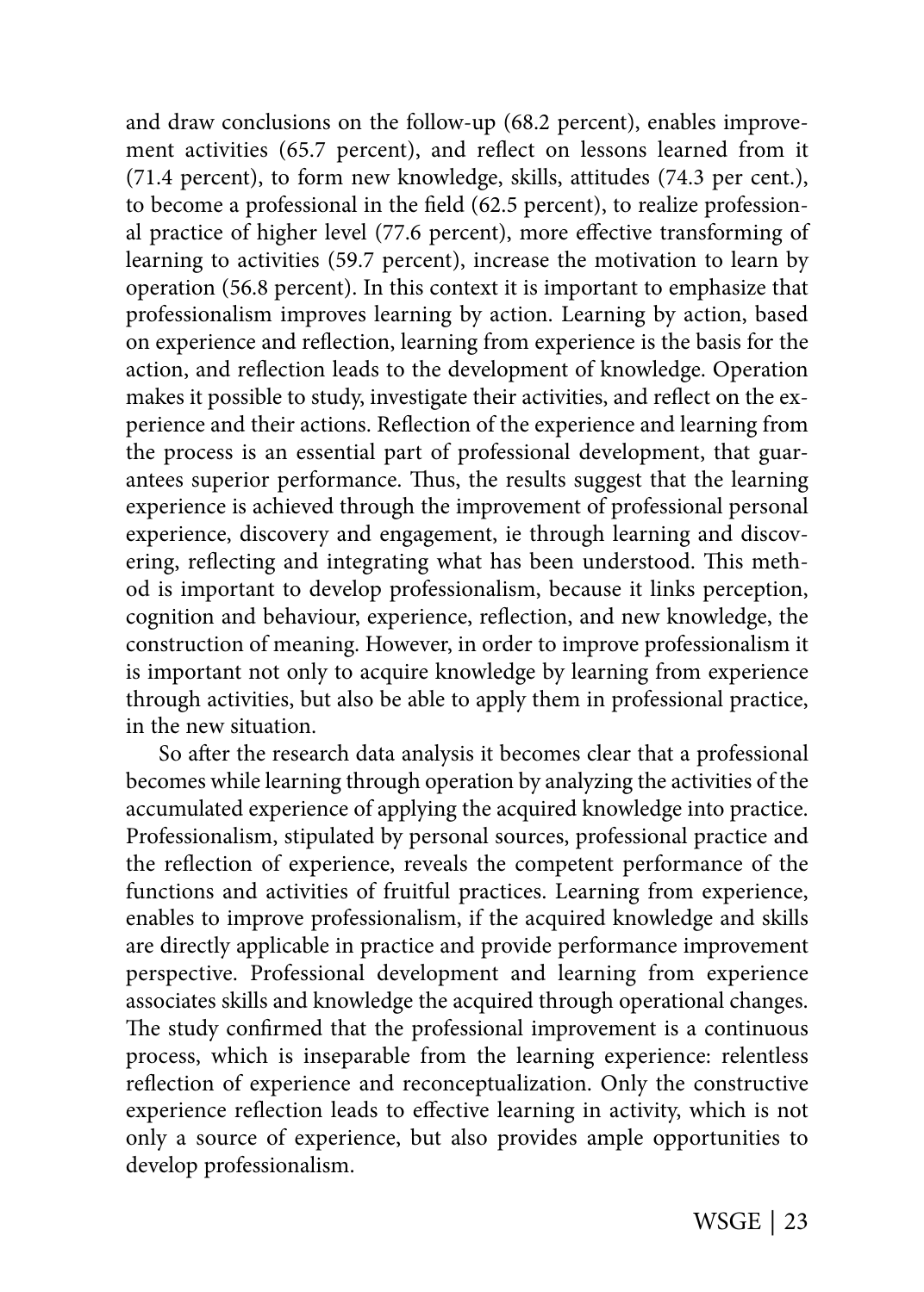and draw conclusions on the follow-up (68.2 percent), enables improvement activities (65.7 percent), and reflect on lessons learned from it (71.4 percent), to form new knowledge, skills, attitudes (74.3 per cent.), to become a professional in the field (62.5 percent), to realize professional practice of higher level (77.6 percent), more effective transforming of learning to activities (59.7 percent), increase the motivation to learn by operation (56.8 percent). In this context it is important to emphasize that professionalism improves learning by action. Learning by action, based on experience and reflection, learning from experience is the basis for the action, and reflection leads to the development of knowledge. Operation makes it possible to study, investigate their activities, and reflect on the experience and their actions. Reflection of the experience and learning from the process is an essential part of professional development, that guarantees superior performance. Thus, the results suggest that the learning experience is achieved through the improvement of professional personal experience, discovery and engagement, ie through learning and discovering, reflecting and integrating what has been understood. This method is important to develop professionalism, because it links perception, cognition and behaviour, experience, reflection, and new knowledge, the construction of meaning. However, in order to improve professionalism it is important not only to acquire knowledge by learning from experience through activities, but also be able to apply them in professional practice, in the new situation.

So after the research data analysis it becomes clear that a professional becomes while learning through operation by analyzing the activities of the accumulated experience of applying the acquired knowledge into practice. Professionalism, stipulated by personal sources, professional practice and the reflection of experience, reveals the competent performance of the functions and activities of fruitful practices. Learning from experience, enables to improve professionalism, if the acquired knowledge and skills are directly applicable in practice and provide performance improvement perspective. Professional development and learning from experience associates skills and knowledge the acquired through operational changes. The study confirmed that the professional improvement is a continuous process, which is inseparable from the learning experience: relentless reflection of experience and reconceptualization. Only the constructive experience reflection leads to effective learning in activity, which is not only a source of experience, but also provides ample opportunities to develop professionalism.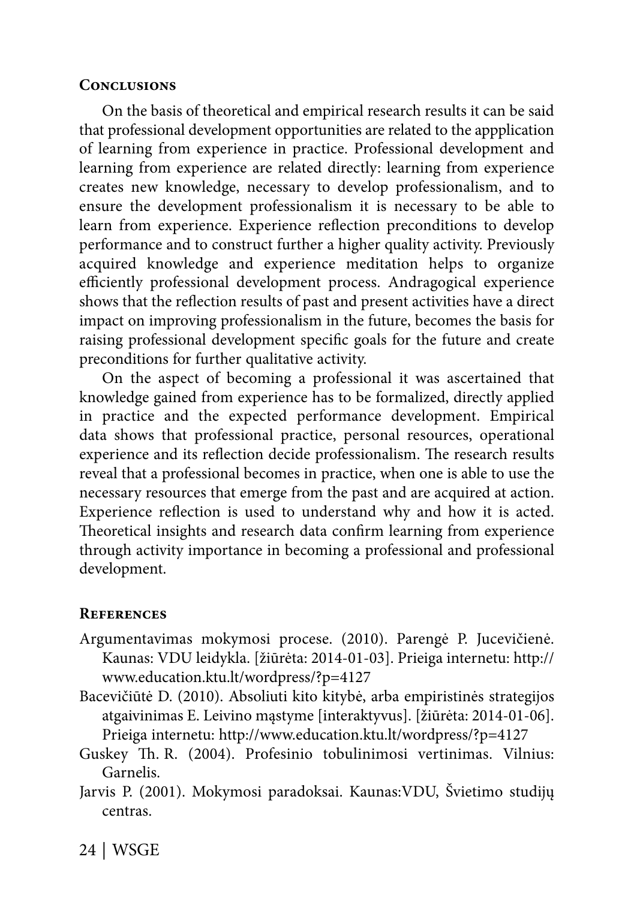## Conclusions

On the basis of theoretical and empirical research results it can be said that professional development opportunities are related to the appplication of learning from experience in practice. Professional development and learning from experience are related directly: learning from experience creates new knowledge, necessary to develop professionalism, and to ensure the development professionalism it is necessary to be able to learn from experience. Experience reflection preconditions to develop performance and to construct further a higher quality activity. Previously acquired knowledge and experience meditation helps to organize efficiently professional development process. Andragogical experience shows that the reflection results of past and present activities have a direct impact on improving professionalism in the future, becomes the basis for raising professional development specific goals for the future and create preconditions for further qualitative activity.

On the aspect of becoming a professional it was ascertained that knowledge gained from experience has to be formalized, directly applied in practice and the expected performance development. Empirical data shows that professional practice, personal resources, operational experience and its reflection decide professionalism. The research results reveal that a professional becomes in practice, when one is able to use the necessary resources that emerge from the past and are acquired at action. Experience reflection is used to understand why and how it is acted. Theoretical insights and research data confirm learning from experience through activity importance in becoming a professional and professional development.

## References

Argumentavimas mokymosi procese. (2010). Parengė P. Jucevičienė. Kaunas: VDU leidykla. [žiūrėta: 2014-01-03]. Prieiga internetu: http://www.education.ktu.lt/wordpress/?p=4127

Bacevičiūtė D. (2010). Absoliuti kito kitybė, arba empiristinės strategijos atgaivinimas E. Leivino mąstyme [interaktyvus]. [žiūrėta: 2014-01-06]. Prieiga internetu: http://www.education.ktu.lt/wordpress/?p=4127

Guskey Th. R. (2004). Profesinio tobulinimosi vertinimas. Vilnius: Garnelis.

Jarvis P. (2001). Mokymosi paradoksai. Kaunas:VDU, Švietimo studijų centras.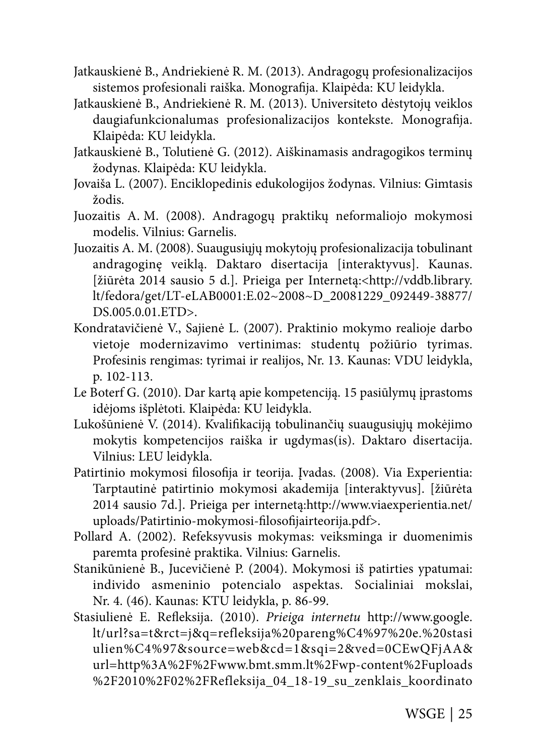Jatkauskienė B., Andriekienė R. M. (2013). Andragogų profesionalizacijos sistemos profesionali raiška. Monografija. Klaipėda: KU leidykla.

Jatkauskienė B., Andriekienė R. M. (2013). Universiteto dėstytojų veiklos daugiafunkcionalumas profesionalizacijos kontekste. Monografija. Klaipėda: KU leidykla.

Jatkauskienė B., Tolutienė G. (2012). Aiškinamasis andragogikos terminų žodynas. Klaipėda: KU leidykla.

Jovaiša L. (2007). Enciklopedinis edukologijos žodynas. Vilnius: Gimtasis žodis.

Juozaitis A. M. (2008). Andragogų praktikų neformaliojo mokymosi modelis. Vilnius: Garnelis.

Juozaitis A. M. (2008). Suaugusiųjų mokytojų profesionalizacija tobulinant andragoginę veiklą. Daktaro disertacija [interaktyvus]. Kaunas. [žiūrėta 2014 sausio 5 d.]. Prieiga per Internetą:<http://vddb.library.lt/fedora/get/LT-eLAB0001:E.02~2008~D_20081229_092449-38877/DS.005.0.01.ETD>.

Kondratavičienė V., Sajienė L. (2007). Praktinio mokymo realioje darbo vietoje modernizavimo vertinimas: studentų požiūrio tyrimas. Profesinis rengimas: tyrimai ir realijos, Nr. 13. Kaunas: VDU leidykla, p. 102-113.

Le Boterf G. (2010). Dar kartą apie kompetenciją. 15 pasiūlymų įprastoms idėjoms išplėtoti. Klaipėda: KU leidykla.

Lukošūnienė V. (2014). Kvalifikaciją tobulinančių suaugusiųjų mokėjimo mokytis kompetencijos raiška ir ugdymas(is). Daktaro disertacija. Vilnius: LEU leidykla.

Patirtinio mokymosi filosofija ir teorija. Įvadas. (2008). Via Experientia: Tarptautinė patirtinio mokymosi akademija [interaktyvus]. [žiūrėta 2014 sausio 7d.]. Prieiga per internetą:http://www.viaexperientia.net/uploads/Patirtinio-mokymosi-filosofijairteorija.pdf>.

Pollard A. (2002). Refeksyvusis mokymas: veiksminga ir duomenimis paremta profesinė praktika. Vilnius: Garnelis.

Stanikūnienė B., Jucevičienė P. (2004). Mokymosi iš patirties ypatumai: individo asmeninio potencialo aspektas. Socialiniai mokslai, Nr. 4. (46). Kaunas: KTU leidykla, p. 86-99.

Stasiulienė E. Refleksija. (2010). *Prieiga internetu* http://www.google.lt/url?sa=t&rct=j&q=refleksija%20pareng%C4%97%20e.%20stasiulien%C4%97&source=web&cd=1&sqi=2&ved=0CEwQFjAA&url=http%3A%2F%2Fwww.bmt.smm.lt%2Fwp-content%2Fuploads%2F2010%2F02%2FRefleksija_04_18-19_su_zenklais_koordinato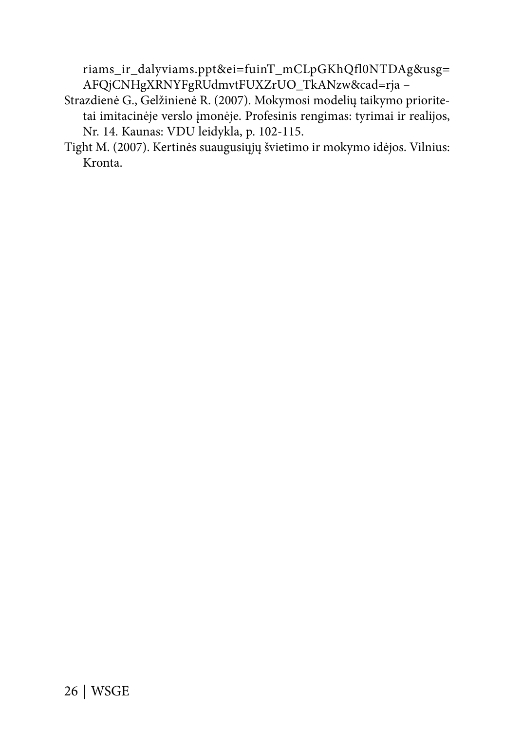riams_ir_dalyviams.ppt&ei=fuinT_mCLpGKhQfl0NTDAg&usg=AFQjCNHgXRNYFgRUdmvtFUXZrUO_TkANzw&cad=rja –

Strazdienė G., Gelžinienė R. (2007). Mokymosi modelių taikymo prioritetai imitacinėje verslo įmonėje. Profesinis rengimas: tyrimai ir realijos, Nr. 14. Kaunas: VDU leidykla, p. 102-115.

Tight M. (2007). Kertinės suaugusiųjų švietimo ir mokymo idėjos. Vilnius: Kronta.